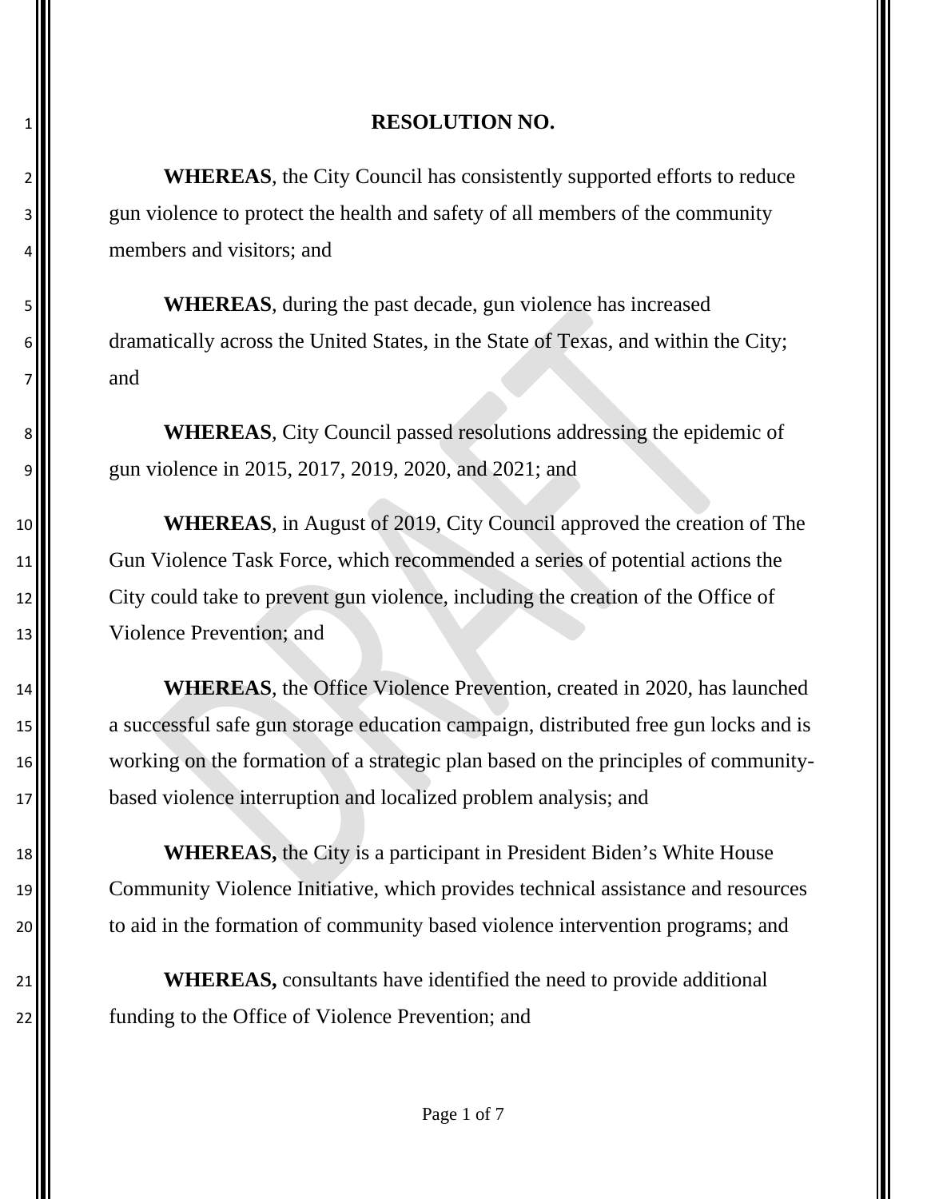**RESOLUTION NO.**

**WHEREAS**, the City Council has consistently supported efforts to reduce gun violence to protect the health and safety of all members of the community members and visitors; and

**WHEREAS**, during the past decade, gun violence has increased dramatically across the United States, in the State of Texas, and within the City; and

**WHEREAS**, City Council passed resolutions addressing the epidemic of gun violence in 2015, 2017, 2019, 2020, and 2021; and

**WHEREAS**, in August of 2019, City Council approved the creation of The Gun Violence Task Force, which recommended a series of potential actions the City could take to prevent gun violence, including the creation of the Office of Violence Prevention; and

**WHEREAS**, the Office Violence Prevention, created in 2020, has launched a successful safe gun storage education campaign, distributed free gun locks and is working on the formation of a strategic plan based on the principles of community-based violence interruption and localized problem analysis; and

**WHEREAS,** the City is a participant in President Biden's White House Community Violence Initiative, which provides technical assistance and resources to aid in the formation of community based violence intervention programs; and

**WHEREAS,** consultants have identified the need to provide additional funding to the Office of Violence Prevention; and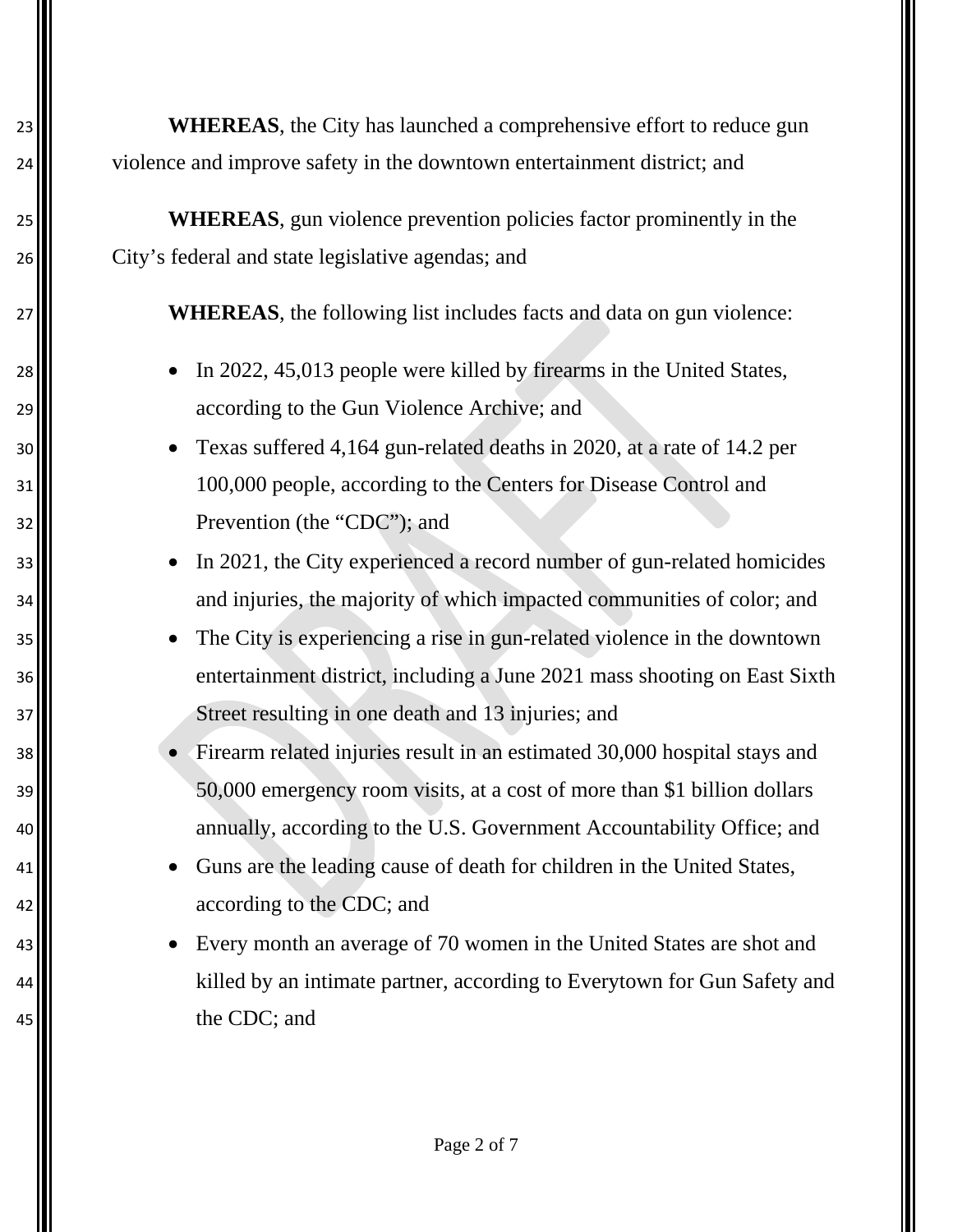**WHEREAS**, the City has launched a comprehensive effort to reduce gun violence and improve safety in the downtown entertainment district; and

**WHEREAS**, gun violence prevention policies factor prominently in the City's federal and state legislative agendas; and

**WHEREAS**, the following list includes facts and data on gun violence:

- In 2022, 45,013 people were killed by firearms in the United States, according to the Gun Violence Archive; and
- Texas suffered 4,164 gun-related deaths in 2020, at a rate of 14.2 per 100,000 people, according to the Centers for Disease Control and Prevention (the "CDC"); and
- In 2021, the City experienced a record number of gun-related homicides and injuries, the majority of which impacted communities of color; and
- The City is experiencing a rise in gun-related violence in the downtown entertainment district, including a June 2021 mass shooting on East Sixth Street resulting in one death and 13 injuries; and
- Firearm related injuries result in an estimated 30,000 hospital stays and 50,000 emergency room visits, at a cost of more than $1 billion dollars annually, according to the U.S. Government Accountability Office; and
- Guns are the leading cause of death for children in the United States, according to the CDC; and
- Every month an average of 70 women in the United States are shot and killed by an intimate partner, according to Everytown for Gun Safety and the CDC; and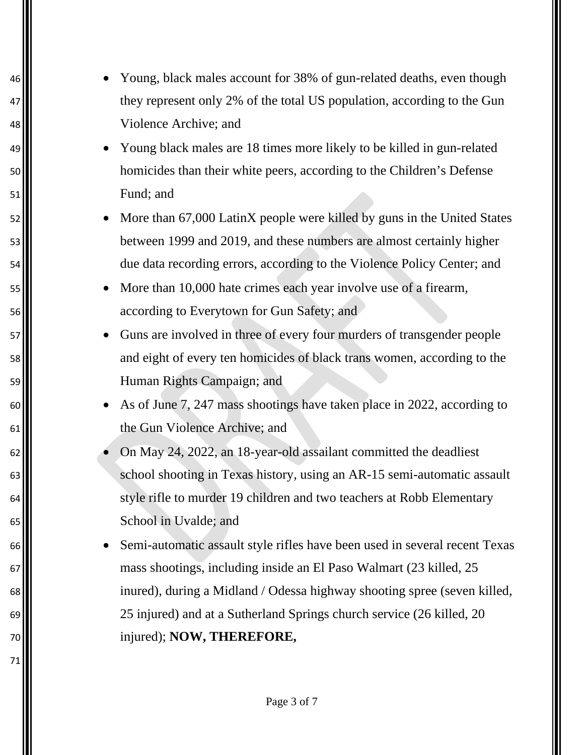- Young, black males account for 38% of gun-related deaths, even though they represent only 2% of the total US population, according to the Gun Violence Archive; and
- Young black males are 18 times more likely to be killed in gun-related homicides than their white peers, according to the Children's Defense Fund; and
- More than 67,000 LatinX people were killed by guns in the United States between 1999 and 2019, and these numbers are almost certainly higher due data recording errors, according to the Violence Policy Center; and
- More than 10,000 hate crimes each year involve use of a firearm, according to Everytown for Gun Safety; and
- Guns are involved in three of every four murders of transgender people and eight of every ten homicides of black trans women, according to the Human Rights Campaign; and
- As of June 7, 247 mass shootings have taken place in 2022, according to the Gun Violence Archive; and
- On May 24, 2022, an 18-year-old assailant committed the deadliest school shooting in Texas history, using an AR-15 semi-automatic assault style rifle to murder 19 children and two teachers at Robb Elementary School in Uvalde; and
- Semi-automatic assault style rifles have been used in several recent Texas mass shootings, including inside an El Paso Walmart (23 killed, 25 inured), during a Midland / Odessa highway shooting spree (seven killed, 25 injured) and at a Sutherland Springs church service (26 killed, 20 injured); **NOW, THEREFORE,**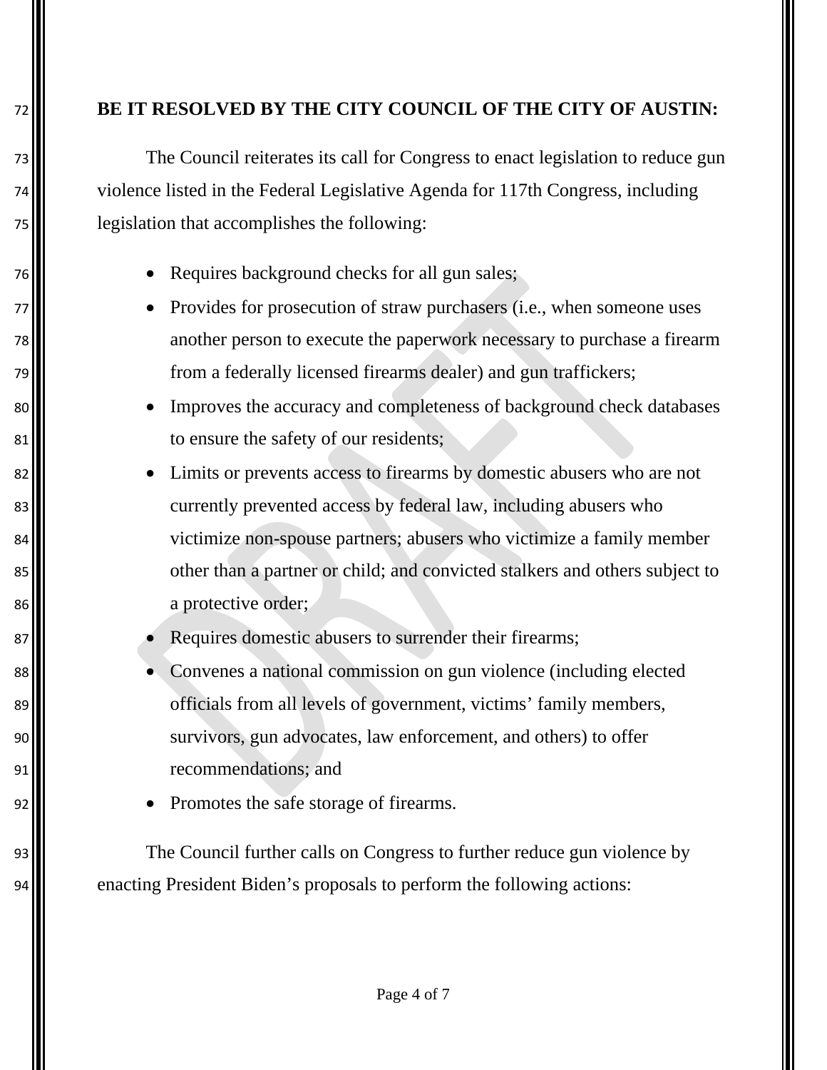**BE IT RESOLVED BY THE CITY COUNCIL OF THE CITY OF AUSTIN:**

The Council reiterates its call for Congress to enact legislation to reduce gun violence listed in the Federal Legislative Agenda for 117th Congress, including legislation that accomplishes the following:

- Requires background checks for all gun sales;
- Provides for prosecution of straw purchasers (i.e., when someone uses another person to execute the paperwork necessary to purchase a firearm from a federally licensed firearms dealer) and gun traffickers;
- Improves the accuracy and completeness of background check databases to ensure the safety of our residents;
- Limits or prevents access to firearms by domestic abusers who are not currently prevented access by federal law, including abusers who victimize non-spouse partners; abusers who victimize a family member other than a partner or child; and convicted stalkers and others subject to a protective order;
- Requires domestic abusers to surrender their firearms;
- Convenes a national commission on gun violence (including elected officials from all levels of government, victims' family members, survivors, gun advocates, law enforcement, and others) to offer recommendations; and
- Promotes the safe storage of firearms.

The Council further calls on Congress to further reduce gun violence by enacting President Biden's proposals to perform the following actions: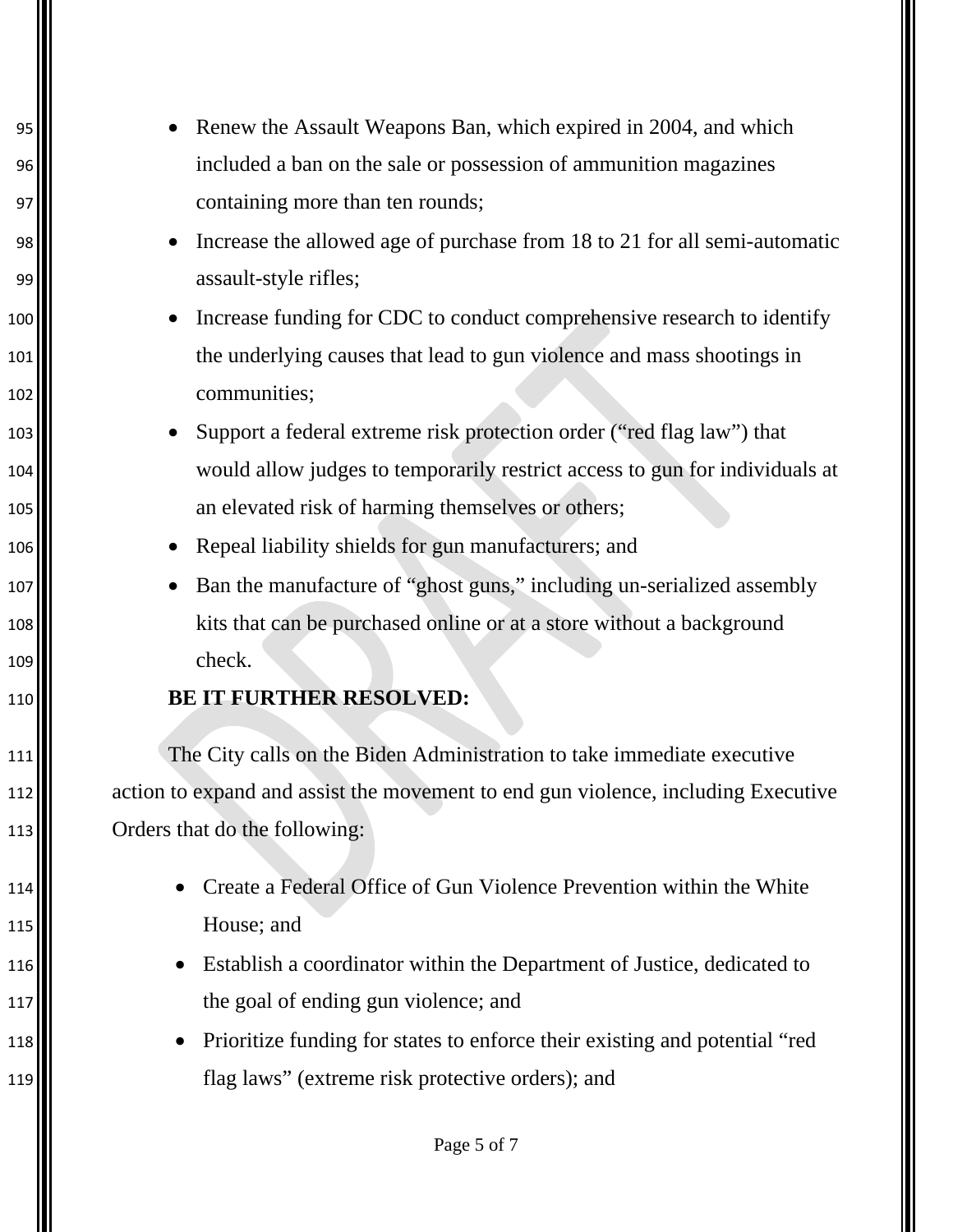- Renew the Assault Weapons Ban, which expired in 2004, and which included a ban on the sale or possession of ammunition magazines containing more than ten rounds;
- Increase the allowed age of purchase from 18 to 21 for all semi-automatic assault-style rifles;
- Increase funding for CDC to conduct comprehensive research to identify the underlying causes that lead to gun violence and mass shootings in communities;
- Support a federal extreme risk protection order ("red flag law") that would allow judges to temporarily restrict access to gun for individuals at an elevated risk of harming themselves or others;
- Repeal liability shields for gun manufacturers; and
- Ban the manufacture of "ghost guns," including un-serialized assembly kits that can be purchased online or at a store without a background check.

**BE IT FURTHER RESOLVED:**

The City calls on the Biden Administration to take immediate executive action to expand and assist the movement to end gun violence, including Executive Orders that do the following:

- Create a Federal Office of Gun Violence Prevention within the White House; and
- Establish a coordinator within the Department of Justice, dedicated to the goal of ending gun violence; and
- Prioritize funding for states to enforce their existing and potential "red flag laws" (extreme risk protective orders); and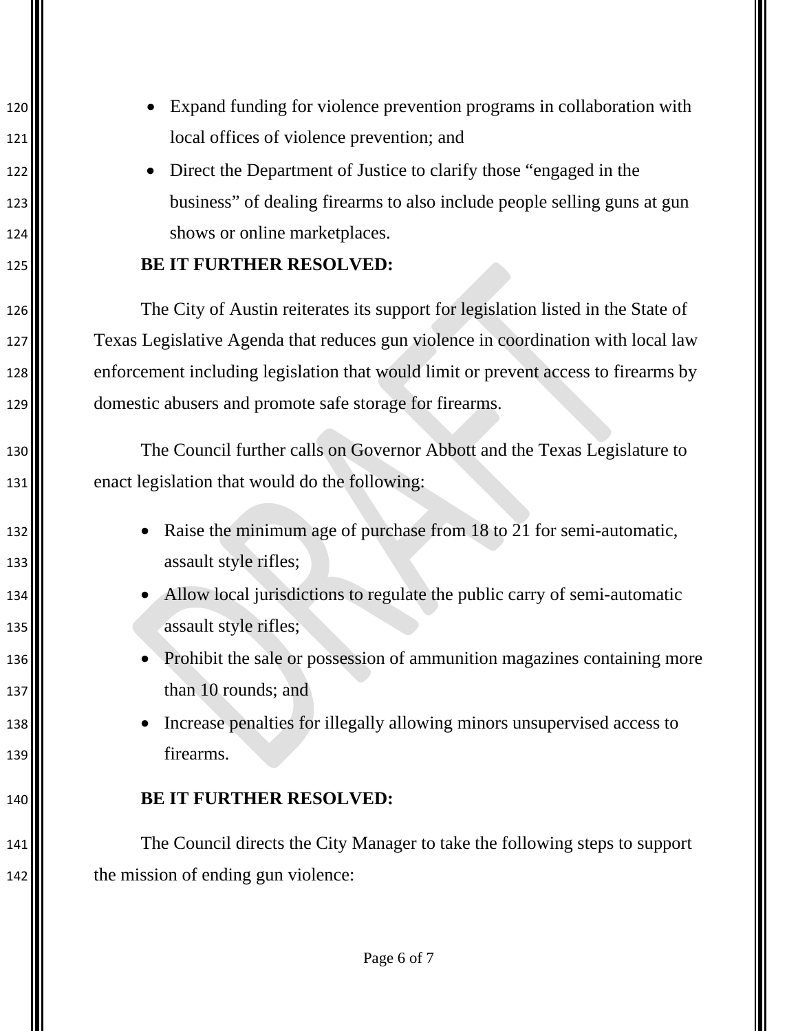- Expand funding for violence prevention programs in collaboration with local offices of violence prevention; and
- Direct the Department of Justice to clarify those "engaged in the business" of dealing firearms to also include people selling guns at gun shows or online marketplaces.

**BE IT FURTHER RESOLVED:**

The City of Austin reiterates its support for legislation listed in the State of Texas Legislative Agenda that reduces gun violence in coordination with local law enforcement including legislation that would limit or prevent access to firearms by domestic abusers and promote safe storage for firearms.

The Council further calls on Governor Abbott and the Texas Legislature to enact legislation that would do the following:

- Raise the minimum age of purchase from 18 to 21 for semi-automatic, assault style rifles;
- Allow local jurisdictions to regulate the public carry of semi-automatic assault style rifles;
- Prohibit the sale or possession of ammunition magazines containing more than 10 rounds; and
- Increase penalties for illegally allowing minors unsupervised access to firearms.

**BE IT FURTHER RESOLVED:**

The Council directs the City Manager to take the following steps to support the mission of ending gun violence: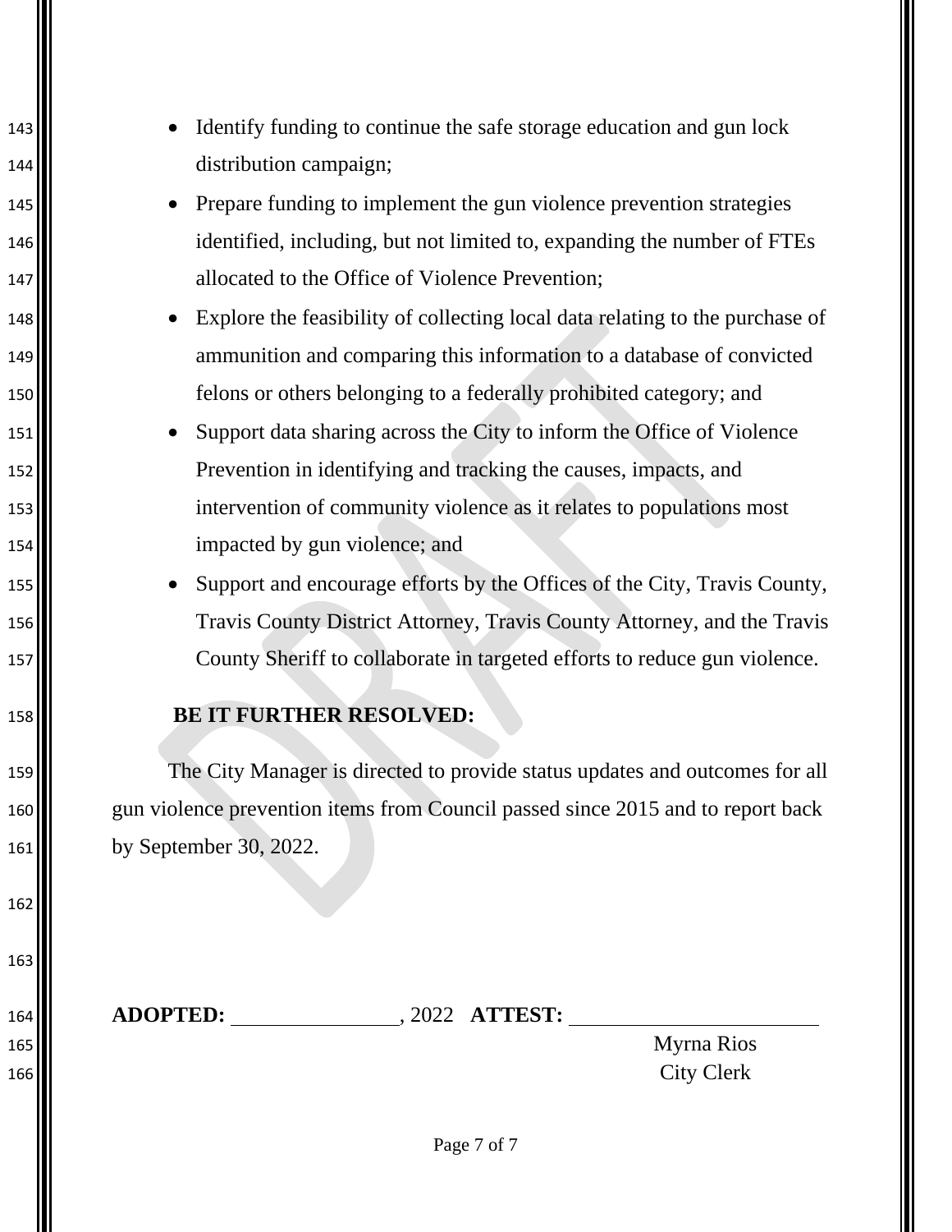- Identify funding to continue the safe storage education and gun lock distribution campaign;
- Prepare funding to implement the gun violence prevention strategies identified, including, but not limited to, expanding the number of FTEs allocated to the Office of Violence Prevention;
- Explore the feasibility of collecting local data relating to the purchase of ammunition and comparing this information to a database of convicted felons or others belonging to a federally prohibited category; and
- Support data sharing across the City to inform the Office of Violence Prevention in identifying and tracking the causes, impacts, and intervention of community violence as it relates to populations most impacted by gun violence; and
- Support and encourage efforts by the Offices of the City, Travis County, Travis County District Attorney, Travis County Attorney, and the Travis County Sheriff to collaborate in targeted efforts to reduce gun violence.

**BE IT FURTHER RESOLVED:**

The City Manager is directed to provide status updates and outcomes for all gun violence prevention items from Council passed since 2015 and to report back by September 30, 2022.

**ADOPTED:** ________________, 2022 **ATTEST:** ________________________

Myrna Rios
City Clerk